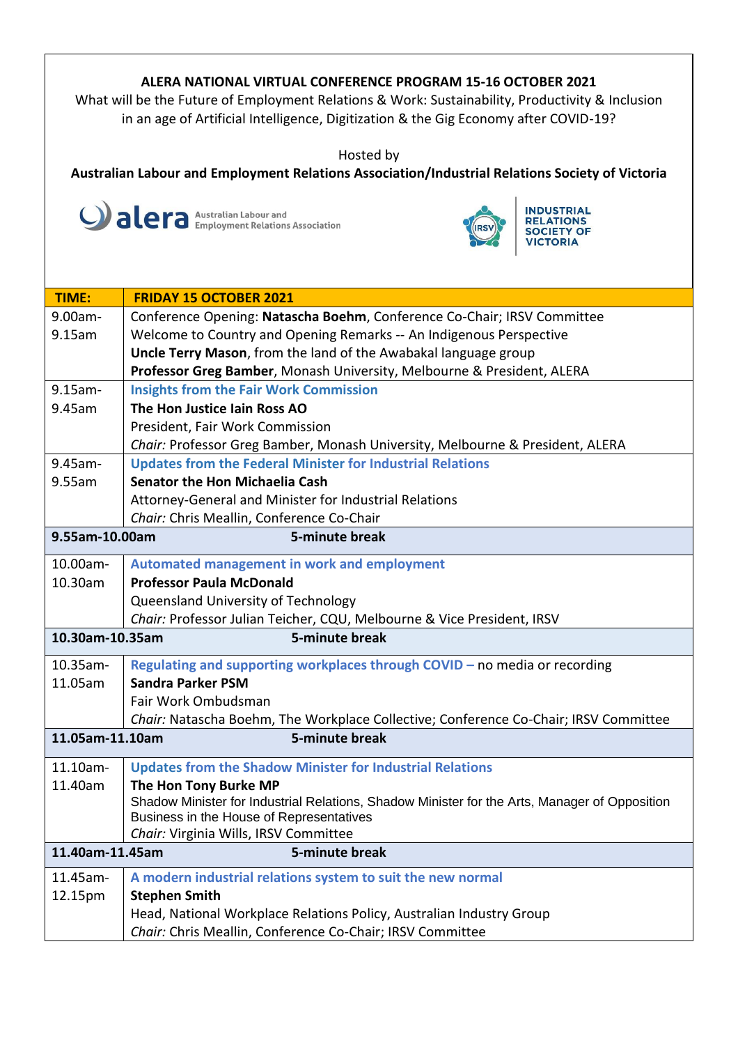**ALERA NATIONAL VIRTUAL CONFERENCE PROGRAM 15-16 OCTOBER 2021**

What will be the Future of Employment Relations & Work: Sustainability, Productivity & Inclusion in an age of Artificial Intelligence, Digitization & the Gig Economy after COVID-19?

Hosted by

**Australian Labour and Employment Relations Association/Industrial Relations Society of Victoria**

alera Australian Labour and Employment Relations Association

IRSV INDUSTRIAL RELATIONS SOCIETY OF VICTORIA

| TIME: | FRIDAY 15 OCTOBER 2021 |
|---|---|
| 9.00am-9.15am | Conference Opening: **Natascha Boehm**, Conference Co-Chair; IRSV Committee<br>Welcome to Country and Opening Remarks -- An Indigenous Perspective<br>**Uncle Terry Mason**, from the land of the Awabakal language group<br>**Professor Greg Bamber**, Monash University, Melbourne & President, ALERA |
| 9.15am-9.45am | **Insights from the Fair Work Commission**<br>**The Hon Justice Iain Ross AO**<br>President, Fair Work Commission<br>*Chair:* Professor Greg Bamber, Monash University, Melbourne & President, ALERA |
| 9.45am-9.55am | **Updates from the Federal Minister for Industrial Relations**<br>**Senator the Hon Michaelia Cash**<br>Attorney-General and Minister for Industrial Relations<br>*Chair:* Chris Meallin, Conference Co-Chair |
| **9.55am-10.00am** | **5-minute break** |
| 10.00am-10.30am | **Automated management in work and employment**<br>**Professor Paula McDonald**<br>Queensland University of Technology<br>*Chair:* Professor Julian Teicher, CQU, Melbourne & Vice President, IRSV |
| **10.30am-10.35am** | **5-minute break** |
| 10.35am-11.05am | **Regulating and supporting workplaces through COVID –** no media or recording<br>**Sandra Parker PSM**<br>Fair Work Ombudsman<br>*Chair:* Natascha Boehm, The Workplace Collective; Conference Co-Chair; IRSV Committee |
| **11.05am-11.10am** | **5-minute break** |
| 11.10am-11.40am | **Updates from the Shadow Minister for Industrial Relations**<br>**The Hon Tony Burke MP**<br>Shadow Minister for Industrial Relations, Shadow Minister for the Arts, Manager of Opposition Business in the House of Representatives<br>*Chair:* Virginia Wills, IRSV Committee |
| **11.40am-11.45am** | **5-minute break** |
| 11.45am-12.15pm | **A modern industrial relations system to suit the new normal**<br>**Stephen Smith**<br>Head, National Workplace Relations Policy, Australian Industry Group<br>*Chair:* Chris Meallin, Conference Co-Chair; IRSV Committee |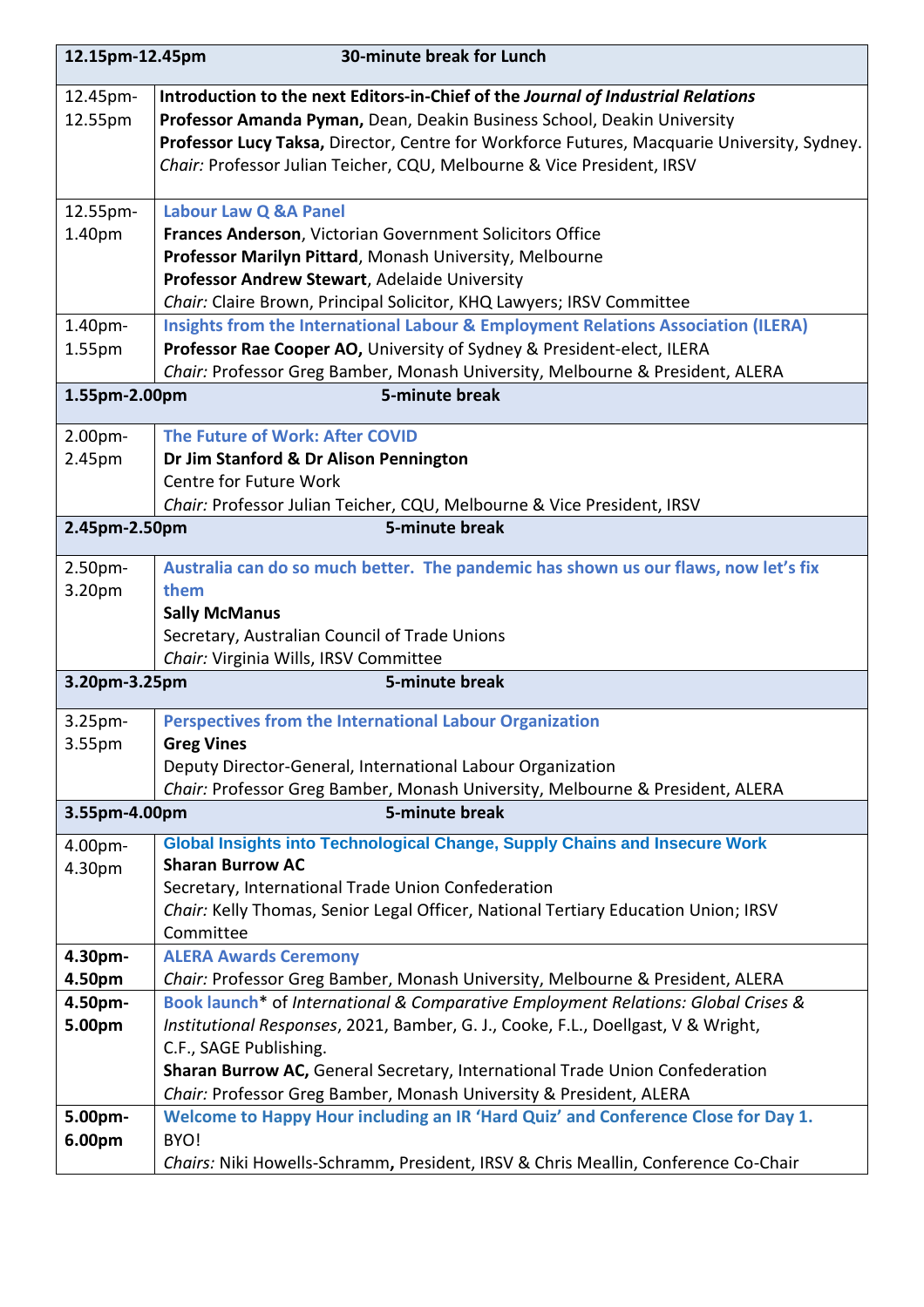| 12.15pm-12.45pm | 30-minute break for Lunch |
|---|---|
| 12.45pm-12.55pm | **Introduction to the next Editors-in-Chief of the *Journal of Industrial Relations***<br>**Professor Amanda Pyman,** Dean, Deakin Business School, Deakin University<br>**Professor Lucy Taksa,** Director, Centre for Workforce Futures, Macquarie University, Sydney.<br>*Chair:* Professor Julian Teicher, CQU, Melbourne & Vice President, IRSV |
| 12.55pm-1.40pm | **Labour Law Q &A Panel**<br>**Frances Anderson**, Victorian Government Solicitors Office<br>**Professor Marilyn Pittard**, Monash University, Melbourne<br>**Professor Andrew Stewart**, Adelaide University<br>*Chair:* Claire Brown, Principal Solicitor, KHQ Lawyers; IRSV Committee |
| 1.40pm-1.55pm | **Insights from the International Labour & Employment Relations Association (ILERA)**<br>**Professor Rae Cooper AO,** University of Sydney & President-elect, ILERA<br>*Chair:* Professor Greg Bamber, Monash University, Melbourne & President, ALERA |
| **1.55pm-2.00pm** | **5-minute break** |
| 2.00pm-2.45pm | **The Future of Work: After COVID**<br>**Dr Jim Stanford & Dr Alison Pennington**<br>Centre for Future Work<br>*Chair:* Professor Julian Teicher, CQU, Melbourne & Vice President, IRSV |
| **2.45pm-2.50pm** | **5-minute break** |
| 2.50pm-3.20pm | **Australia can do so much better. The pandemic has shown us our flaws, now let's fix them**<br>**Sally McManus**<br>Secretary, Australian Council of Trade Unions<br>*Chair:* Virginia Wills, IRSV Committee |
| **3.20pm-3.25pm** | **5-minute break** |
| 3.25pm-3.55pm | **Perspectives from the International Labour Organization**<br>**Greg Vines**<br>Deputy Director-General, International Labour Organization<br>*Chair:* Professor Greg Bamber, Monash University, Melbourne & President, ALERA |
| **3.55pm-4.00pm** | **5-minute break** |
| 4.00pm-4.30pm | **Global Insights into Technological Change, Supply Chains and Insecure Work**<br>**Sharan Burrow AC**<br>Secretary, International Trade Union Confederation<br>*Chair:* Kelly Thomas, Senior Legal Officer, National Tertiary Education Union; IRSV Committee |
| **4.30pm-4.50pm** | **ALERA Awards Ceremony**<br>*Chair:* Professor Greg Bamber, Monash University, Melbourne & President, ALERA |
| **4.50pm-5.00pm** | **Book launch*** of *International & Comparative Employment Relations: Global Crises & Institutional Responses*, 2021, Bamber, G. J., Cooke, F.L., Doellgast, V & Wright, C.F., SAGE Publishing.<br>**Sharan Burrow AC,** General Secretary, International Trade Union Confederation<br>*Chair:* Professor Greg Bamber, Monash University & President, ALERA |
| **5.00pm-6.00pm** | **Welcome to Happy Hour including an IR 'Hard Quiz' and Conference Close for Day 1.**<br>BYO!<br>*Chairs:* Niki Howells-Schramm**,** President, IRSV & Chris Meallin, Conference Co-Chair |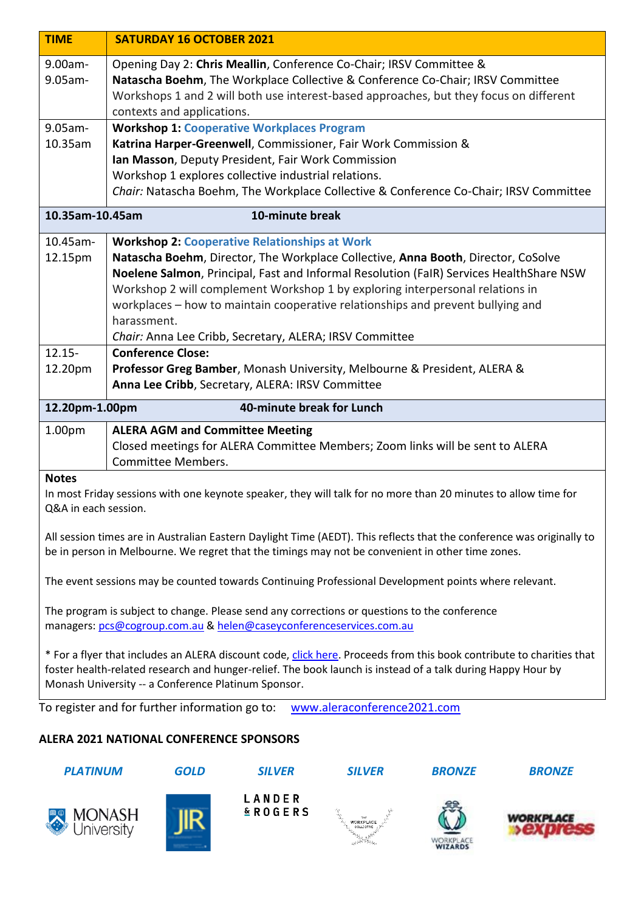| TIME | SATURDAY 16 OCTOBER 2021 |
|---|---|
| 9.00am-9.05am- | Opening Day 2: **Chris Meallin**, Conference Co-Chair; IRSV Committee & **Natascha Boehm**, The Workplace Collective & Conference Co-Chair; IRSV Committee<br>Workshops 1 and 2 will both use interest-based approaches, but they focus on different contexts and applications. |
| 9.05am-10.35am | **Workshop 1: Cooperative Workplaces Program**<br>**Katrina Harper-Greenwell**, Commissioner, Fair Work Commission &<br>**Ian Masson**, Deputy President, Fair Work Commission<br>Workshop 1 explores collective industrial relations.<br>*Chair:* Natascha Boehm, The Workplace Collective & Conference Co-Chair; IRSV Committee |
| **10.35am-10.45am** | **10-minute break** |
| 10.45am-12.15pm | **Workshop 2: Cooperative Relationships at Work**<br>**Natascha Boehm**, Director, The Workplace Collective, **Anna Booth**, Director, CoSolve<br>**Noelene Salmon**, Principal, Fast and Informal Resolution (FaIR) Services HealthShare NSW<br>Workshop 2 will complement Workshop 1 by exploring interpersonal relations in workplaces – how to maintain cooperative relationships and prevent bullying and harassment.<br>*Chair:* Anna Lee Cribb, Secretary, ALERA; IRSV Committee |
| 12.15-12.20pm | **Conference Close:**<br>**Professor Greg Bamber**, Monash University, Melbourne & President, ALERA &<br>**Anna Lee Cribb**, Secretary, ALERA: IRSV Committee |
| **12.20pm-1.00pm** | **40-minute break for Lunch** |
| 1.00pm | **ALERA AGM and Committee Meeting**<br>Closed meetings for ALERA Committee Members; Zoom links will be sent to ALERA Committee Members. |

**Notes**

In most Friday sessions with one keynote speaker, they will talk for no more than 20 minutes to allow time for Q&A in each session.

All session times are in Australian Eastern Daylight Time (AEDT). This reflects that the conference was originally to be in person in Melbourne. We regret that the timings may not be convenient in other time zones.

The event sessions may be counted towards Continuing Professional Development points where relevant.

The program is subject to change. Please send any corrections or questions to the conference managers: pcs@cogroup.com.au & helen@caseyconferenceservices.com.au

* For a flyer that includes an ALERA discount code, click here. Proceeds from this book contribute to charities that foster health-related research and hunger-relief. The book launch is instead of a talk during Happy Hour by Monash University -- a Conference Platinum Sponsor.

To register and for further information go to: www.aleraconference2021.com

**ALERA 2021 NATIONAL CONFERENCE SPONSORS**

*PLATINUM* *GOLD* *SILVER* *SILVER* *BRONZE* *BRONZE*

MONASH University

JIR

LANDER & ROGERS

THE WORKPLACE COLLECTIVE

WORKPLACE WIZARDS

WORKPLACE express